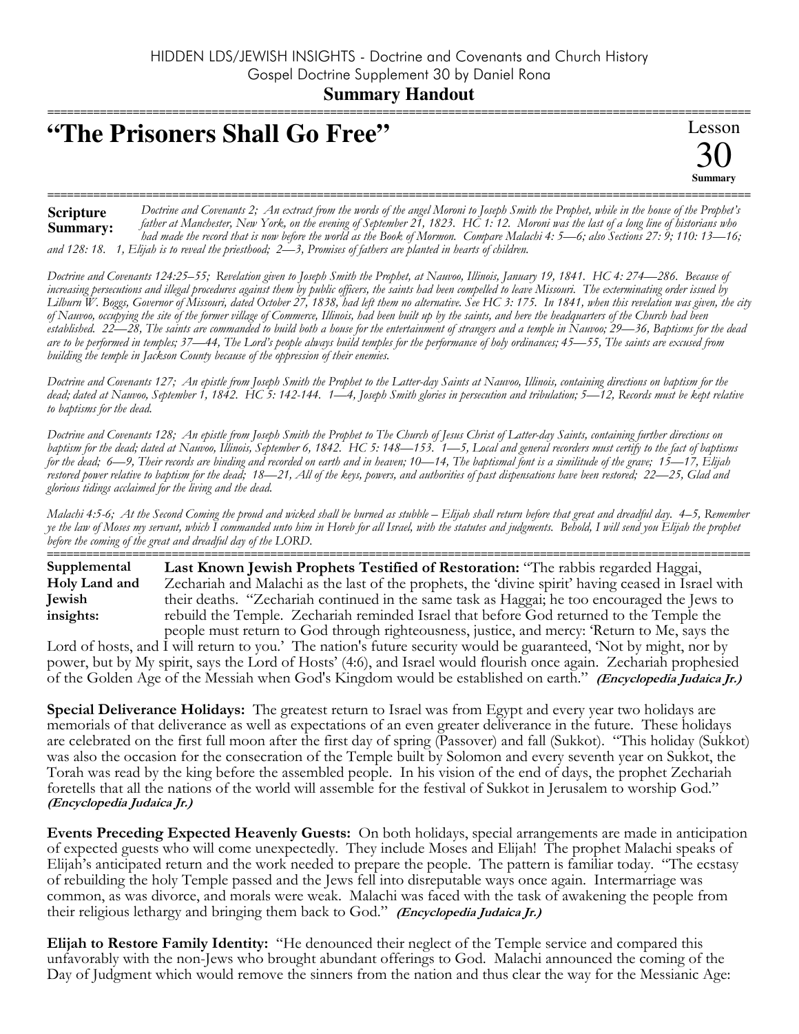HIDDEN LDS/JEWISH INSIGHTS - Doctrine and Covenants and Church History
Gospel Doctrine Supplement 30 by Daniel Rona

**Summary Handout**

# "The Prisoners Shall Go Free"

Lesson 30 Summary

**Scripture Summary:** *Doctrine and Covenants 2; An extract from the words of the angel Moroni to Joseph Smith the Prophet, while in the house of the Prophet's father at Manchester, New York, on the evening of September 21, 1823. HC 1: 12. Moroni was the last of a long line of historians who had made the record that is now before the world as the Book of Mormon. Compare Malachi 4: 5—6; also Sections 27: 9; 110: 13—16; and 128: 18. 1, Elijah is to reveal the priesthood; 2—3, Promises of fathers are planted in hearts of children.*

*Doctrine and Covenants 124:25–55; Revelation given to Joseph Smith the Prophet, at Nauvoo, Illinois, January 19, 1841. HC 4: 274—286. Because of increasing persecutions and illegal procedures against them by public officers, the saints had been compelled to leave Missouri. The exterminating order issued by Lilburn W. Boggs, Governor of Missouri, dated October 27, 1838, had left them no alternative. See HC 3: 175. In 1841, when this revelation was given, the city of Nauvoo, occupying the site of the former village of Commerce, Illinois, had been built up by the saints, and here the headquarters of the Church had been established. 22—28, The saints are commanded to build both a house for the entertainment of strangers and a temple in Nauvoo; 29—36, Baptisms for the dead are to be performed in temples; 37—44, The Lord's people always build temples for the performance of holy ordinances; 45—55, The saints are excused from building the temple in Jackson County because of the oppression of their enemies.*

*Doctrine and Covenants 127; An epistle from Joseph Smith the Prophet to the Latter-day Saints at Nauvoo, Illinois, containing directions on baptism for the dead; dated at Nauvoo, September 1, 1842. HC 5: 142-144. 1—4, Joseph Smith glories in persecution and tribulation; 5—12, Records must be kept relative to baptisms for the dead.*

*Doctrine and Covenants 128; An epistle from Joseph Smith the Prophet to The Church of Jesus Christ of Latter-day Saints, containing further directions on baptism for the dead; dated at Nauvoo, Illinois, September 6, 1842. HC 5: 148—153. 1—5, Local and general recorders must certify to the fact of baptisms for the dead; 6—9, Their records are binding and recorded on earth and in heaven; 10—14, The baptismal font is a similitude of the grave; 15—17, Elijah restored power relative to baptism for the dead; 18—21, All of the keys, powers, and authorities of past dispensations have been restored; 22—25, Glad and glorious tidings acclaimed for the living and the dead.*

*Malachi 4:5-6; At the Second Coming the proud and wicked shall be burned as stubble – Elijah shall return before that great and dreadful day. 4–5, Remember ye the law of Moses my servant, which I commanded unto him in Horeb for all Israel, with the statutes and judgments. Behold, I will send you Elijah the prophet before the coming of the great and dreadful day of the LORD.*

**Supplemental Holy Land and Jewish insights:** **Last Known Jewish Prophets Testified of Restoration:** "The rabbis regarded Haggai, Zechariah and Malachi as the last of the prophets, the 'divine spirit' having ceased in Israel with their deaths. "Zechariah continued in the same task as Haggai; he too encouraged the Jews to rebuild the Temple. Zechariah reminded Israel that before God returned to the Temple the people must return to God through righteousness, justice, and mercy: 'Return to Me, says the Lord of hosts, and I will return to you.' The nation's future security would be guaranteed, 'Not by might, nor by power, but by My spirit, says the Lord of Hosts' (4:6), and Israel would flourish once again. Zechariah prophesied of the Golden Age of the Messiah when God's Kingdom would be established on earth." ***(Encyclopedia Judaica Jr.)***

**Special Deliverance Holidays:** The greatest return to Israel was from Egypt and every year two holidays are memorials of that deliverance as well as expectations of an even greater deliverance in the future. These holidays are celebrated on the first full moon after the first day of spring (Passover) and fall (Sukkot). "This holiday (Sukkot) was also the occasion for the consecration of the Temple built by Solomon and every seventh year on Sukkot, the Torah was read by the king before the assembled people. In his vision of the end of days, the prophet Zechariah foretells that all the nations of the world will assemble for the festival of Sukkot in Jerusalem to worship God." ***(Encyclopedia Judaica Jr.)***

**Events Preceding Expected Heavenly Guests:** On both holidays, special arrangements are made in anticipation of expected guests who will come unexpectedly. They include Moses and Elijah! The prophet Malachi speaks of Elijah's anticipated return and the work needed to prepare the people. The pattern is familiar today. "The ecstasy of rebuilding the holy Temple passed and the Jews fell into disreputable ways once again. Intermarriage was common, as was divorce, and morals were weak. Malachi was faced with the task of awakening the people from their religious lethargy and bringing them back to God." ***(Encyclopedia Judaica Jr.)***

**Elijah to Restore Family Identity:** "He denounced their neglect of the Temple service and compared this unfavorably with the non-Jews who brought abundant offerings to God. Malachi announced the coming of the Day of Judgment which would remove the sinners from the nation and thus clear the way for the Messianic Age: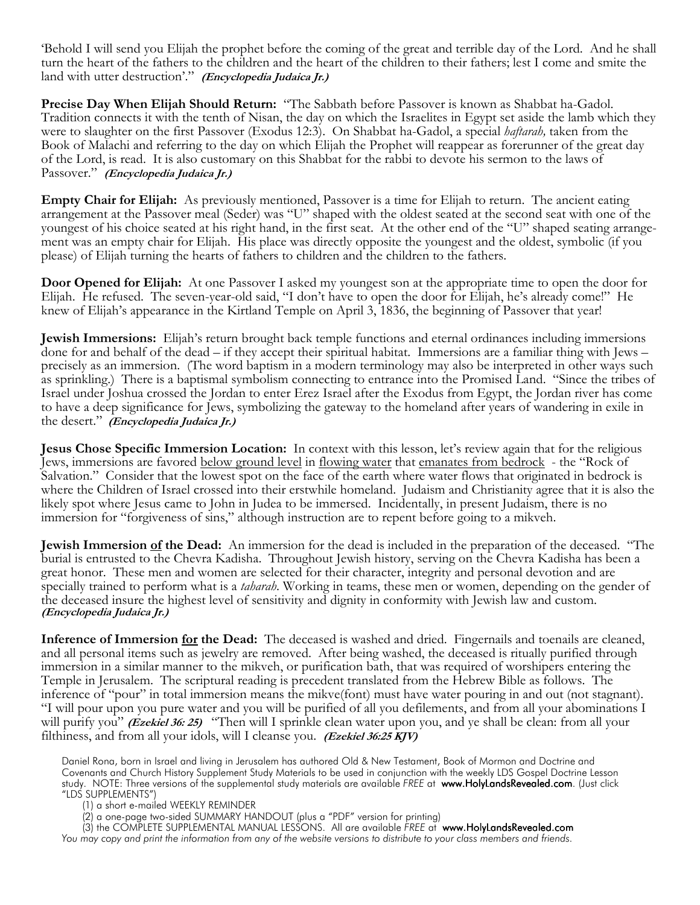'Behold I will send you Elijah the prophet before the coming of the great and terrible day of the Lord. And he shall turn the heart of the fathers to the children and the heart of the children to their fathers; lest I come and smite the land with utter destruction'." ***(Encyclopedia Judaica Jr.)***

**Precise Day When Elijah Should Return:** "The Sabbath before Passover is known as Shabbat ha-Gadol. Tradition connects it with the tenth of Nisan, the day on which the Israelites in Egypt set aside the lamb which they were to slaughter on the first Passover (Exodus 12:3). On Shabbat ha-Gadol, a special *haftarah,* taken from the Book of Malachi and referring to the day on which Elijah the Prophet will reappear as forerunner of the great day of the Lord, is read. It is also customary on this Shabbat for the rabbi to devote his sermon to the laws of Passover." ***(Encyclopedia Judaica Jr.)***

**Empty Chair for Elijah:** As previously mentioned, Passover is a time for Elijah to return. The ancient eating arrangement at the Passover meal (Seder) was "U" shaped with the oldest seated at the second seat with one of the youngest of his choice seated at his right hand, in the first seat. At the other end of the "U" shaped seating arrangement was an empty chair for Elijah. His place was directly opposite the youngest and the oldest, symbolic (if you please) of Elijah turning the hearts of fathers to children and the children to the fathers.

**Door Opened for Elijah:** At one Passover I asked my youngest son at the appropriate time to open the door for Elijah. He refused. The seven-year-old said, "I don't have to open the door for Elijah, he's already come!" He knew of Elijah's appearance in the Kirtland Temple on April 3, 1836, the beginning of Passover that year!

**Jewish Immersions:** Elijah's return brought back temple functions and eternal ordinances including immersions done for and behalf of the dead – if they accept their spiritual habitat. Immersions are a familiar thing with Jews – precisely as an immersion. (The word baptism in a modern terminology may also be interpreted in other ways such as sprinkling.) There is a baptismal symbolism connecting to entrance into the Promised Land. "Since the tribes of Israel under Joshua crossed the Jordan to enter Erez Israel after the Exodus from Egypt, the Jordan river has come to have a deep significance for Jews, symbolizing the gateway to the homeland after years of wandering in exile in the desert." ***(Encyclopedia Judaica Jr.)***

**Jesus Chose Specific Immersion Location:** In context with this lesson, let's review again that for the religious Jews, immersions are favored <u>below ground level</u> in <u>flowing water</u> that <u>emanates from bedrock</u> - the "Rock of Salvation." Consider that the lowest spot on the face of the earth where water flows that originated in bedrock is where the Children of Israel crossed into their erstwhile homeland. Judaism and Christianity agree that it is also the likely spot where Jesus came to John in Judea to be immersed. Incidentally, in present Judaism, there is no immersion for "forgiveness of sins," although instruction are to repent before going to a mikveh.

**Jewish Immersion <u>of</u> the Dead:** An immersion for the dead is included in the preparation of the deceased. "The burial is entrusted to the Chevra Kadisha. Throughout Jewish history, serving on the Chevra Kadisha has been a great honor. These men and women are selected for their character, integrity and personal devotion and are specially trained to perform what is a *taharah*. Working in teams, these men or women, depending on the gender of the deceased insure the highest level of sensitivity and dignity in conformity with Jewish law and custom. ***(Encyclopedia Judaica Jr.)***

**Inference of Immersion <u>for</u> the Dead:** The deceased is washed and dried. Fingernails and toenails are cleaned, and all personal items such as jewelry are removed. After being washed, the deceased is ritually purified through immersion in a similar manner to the mikveh, or purification bath, that was required of worshipers entering the Temple in Jerusalem. The scriptural reading is precedent translated from the Hebrew Bible as follows. The inference of "pour" in total immersion means the mikve(font) must have water pouring in and out (not stagnant). "I will pour upon you pure water and you will be purified of all you defilements, and from all your abominations I will purify you" ***(Ezekiel 36: 25)*** "Then will I sprinkle clean water upon you, and ye shall be clean: from all your filthiness, and from all your idols, will I cleanse you. ***(Ezekiel 36:25 KJV)***

Daniel Rona, born in Israel and living in Jerusalem has authored Old & New Testament, Book of Mormon and Doctrine and Covenants and Church History Supplement Study Materials to be used in conjunction with the weekly LDS Gospel Doctrine Lesson study. NOTE: Three versions of the supplemental study materials are available *FREE* at **www.HolyLandsRevealed.com**. (Just click "LDS SUPPLEMENTS")

(1) a short e-mailed WEEKLY REMINDER

(2) a one-page two-sided SUMMARY HANDOUT (plus a "PDF" version for printing)

(3) the COMPLETE SUPPLEMENTAL MANUAL LESSONS. All are available *FREE* at **www.HolyLandsRevealed.com**

*You may copy and print the information from any of the website versions to distribute to your class members and friends.*